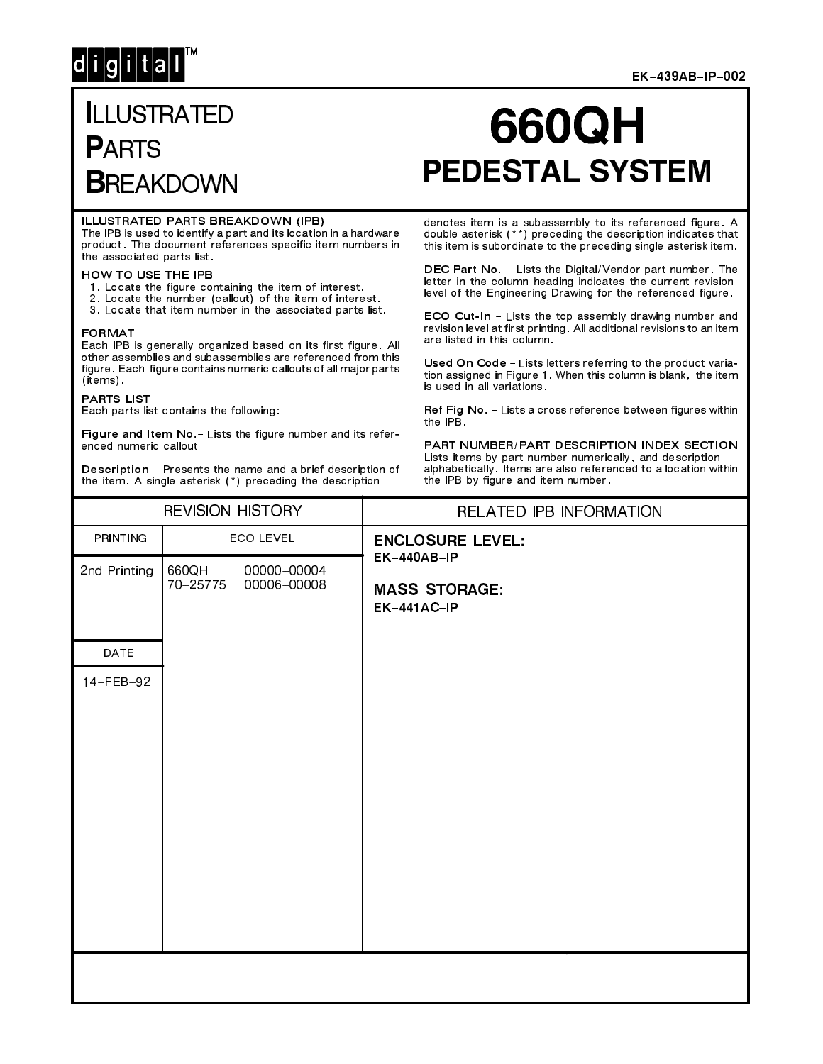digital™

EK–439AB–IP–002

# ILLUSTRATED PARTS BREAKDOWN

# 660QH PEDESTAL SYSTEM

**ILLUSTRATED PARTS BREAKDOWN (IPB)**
The IPB is used to identify a part and its location in a hardware product. The document references specific item numbers in the associated parts list.

**HOW TO USE THE IPB**

1. Locate the figure containing the item of interest.
2. Locate the number (callout) of the item of interest.
3. Locate that item number in the associated parts list.

**FORMAT**
Each IPB is generally organized based on its first figure. All other assemblies and subassemblies are referenced from this figure. Each figure contains numeric callouts of all major parts (items).

**PARTS LIST**
Each parts list contains the following:

**Figure and Item No.**– Lists the figure number and its referenced numeric callout

**Description** – Presents the name and a brief description of the item. A single asterisk (*) preceding the description denotes item is a subassembly to its referenced figure. A double asterisk (**) preceding the description indicates that this item is subordinate to the preceding single asterisk item.

**DEC Part No.** – Lists the Digital/Vendor part number. The letter in the column heading indicates the current revision level of the Engineering Drawing for the referenced figure.

**ECO Cut-In** – Lists the top assembly drawing number and revision level at first printing. All additional revisions to an item are listed in this column.

**Used On Code** – Lists letters referring to the product variation assigned in Figure 1. When this column is blank, the item is used in all variations.

**Ref Fig No.** – Lists a cross reference between figures within the IPB.

**PART NUMBER/PART DESCRIPTION INDEX SECTION**
Lists items by part number numerically, and description alphabetically. Items are also referenced to a location within the IPB by figure and item number.

## REVISION HISTORY

| PRINTING | ECO LEVEL | |
|---|---|---|
| 2nd Printing | 660QH | 00000–00004 |
| | 70–25775 | 00006–00008 |

| DATE |
|---|
| 14–FEB–92 |

## RELATED IPB INFORMATION

**ENCLOSURE LEVEL:**
EK–440AB–IP

**MASS STORAGE:**
EK–441AC–IP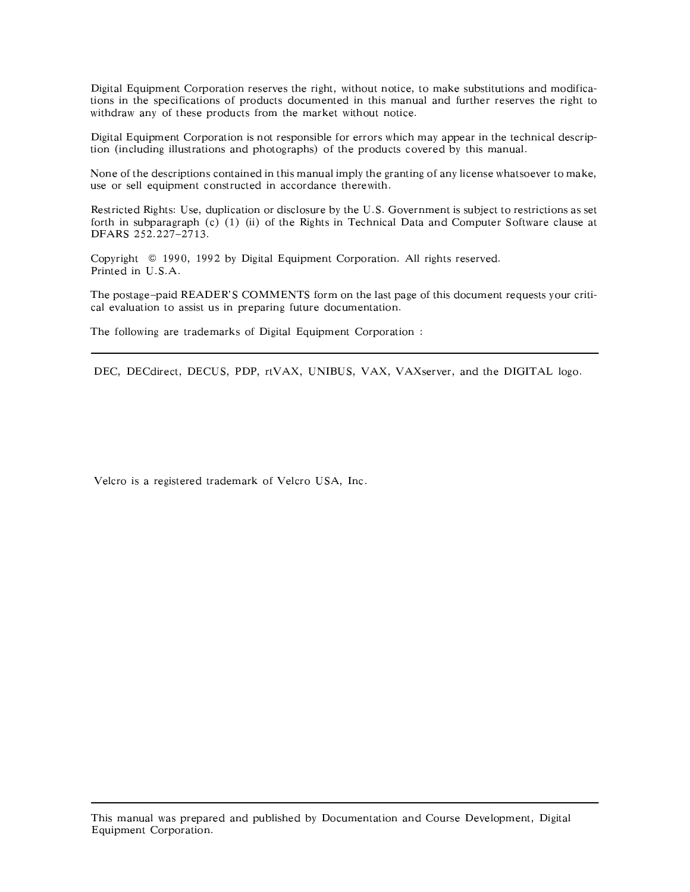Digital Equipment Corporation reserves the right, without notice, to make substitutions and modifications in the specifications of products documented in this manual and further reserves the right to withdraw any of these products from the market without notice.

Digital Equipment Corporation is not responsible for errors which may appear in the technical description (including illustrations and photographs) of the products covered by this manual.

None of the descriptions contained in this manual imply the granting of any license whatsoever to make, use or sell equipment constructed in accordance therewith.

Restricted Rights: Use, duplication or disclosure by the U.S. Government is subject to restrictions as set forth in subparagraph (c) (1) (ii) of the Rights in Technical Data and Computer Software clause at DFARS 252.227–2713.

Copyright © 1990, 1992 by Digital Equipment Corporation. All rights reserved.
Printed in U.S.A.

The postage–paid READER'S COMMENTS form on the last page of this document requests your critical evaluation to assist us in preparing future documentation.

The following are trademarks of Digital Equipment Corporation :

---

DEC, DECdirect, DECUS, PDP, rtVAX, UNIBUS, VAX, VAXserver, and the DIGITAL logo.

Velcro is a registered trademark of Velcro USA, Inc.

---

This manual was prepared and published by Documentation and Course Development, Digital Equipment Corporation.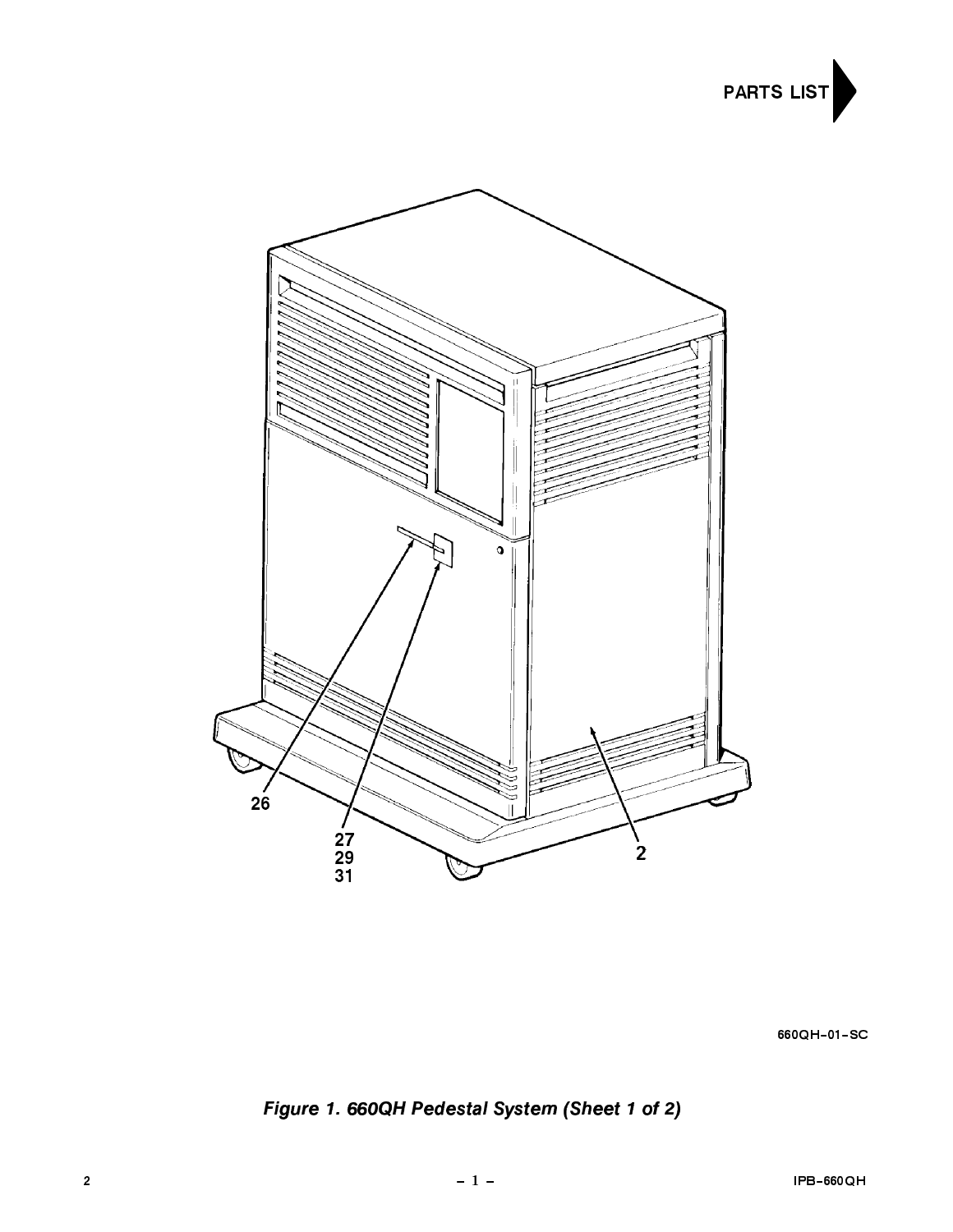PARTS LIST

26

27
29
31

2

660QH-01-SC

***Figure 1. 660QH Pedestal System (Sheet 1 of 2)***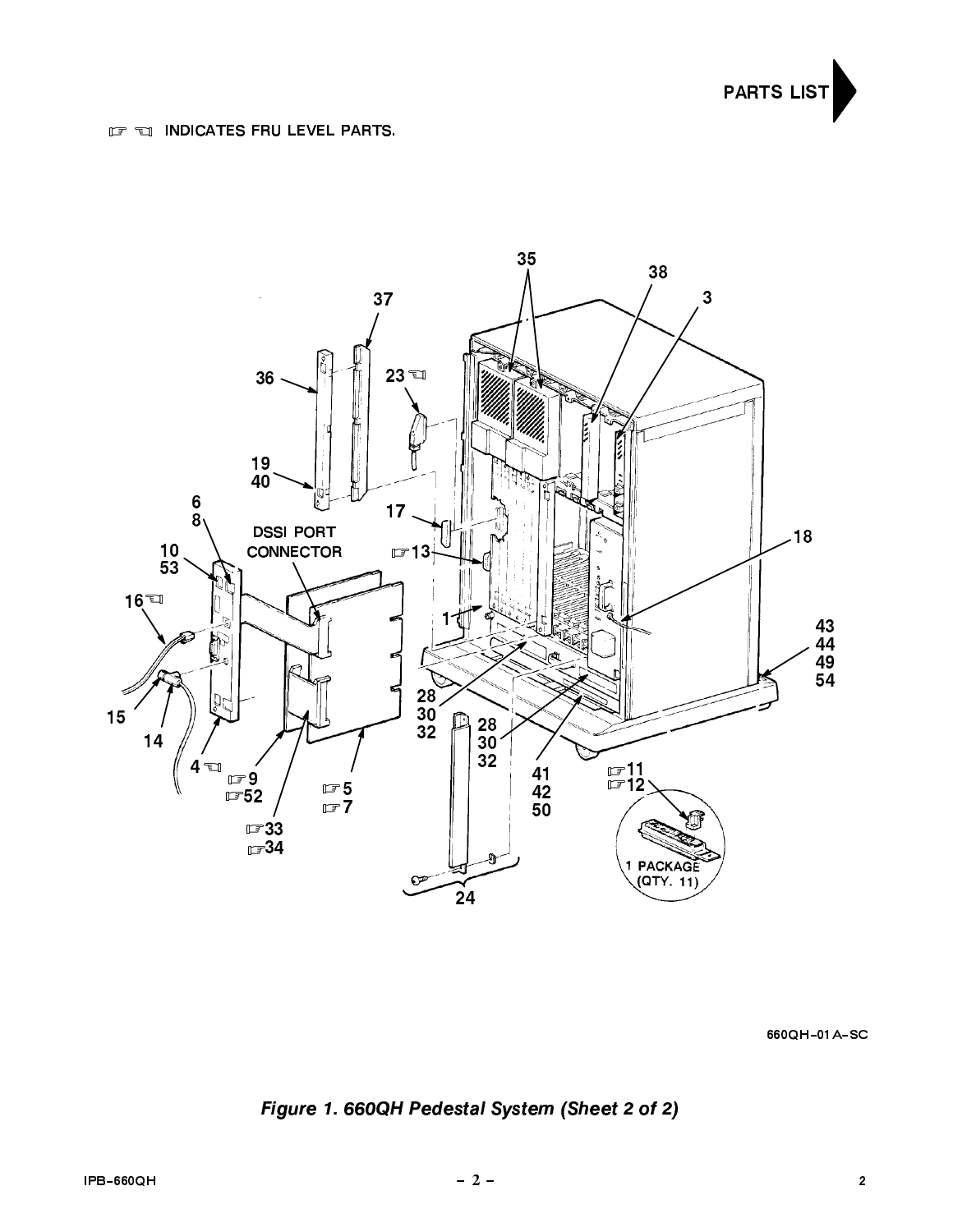PARTS LIST

☞ ☜ INDICATES FRU LEVEL PARTS.

660QH-01A-SC

*Figure 1. 660QH Pedestal System (Sheet 2 of 2)*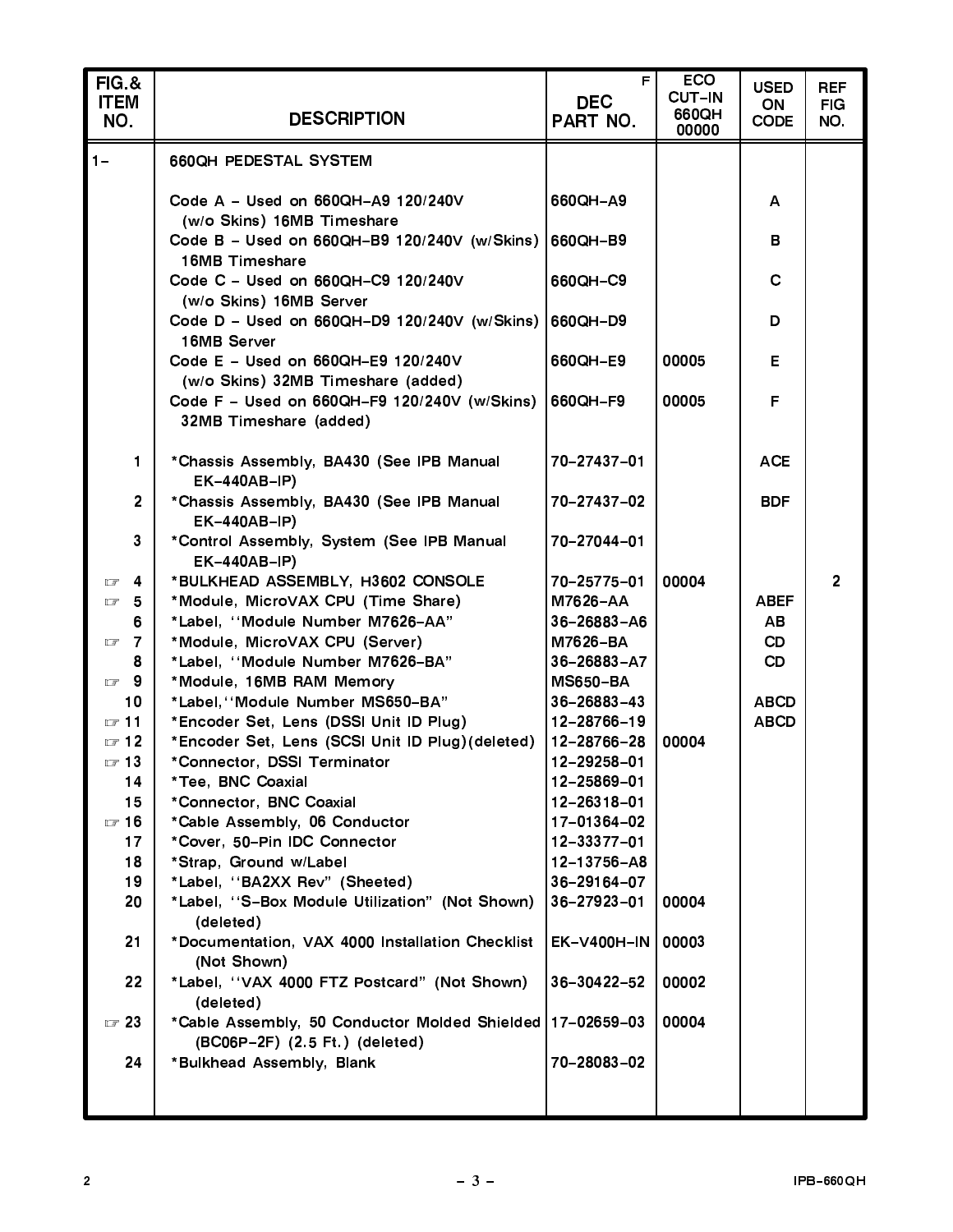| FIG.& ITEM NO. | DESCRIPTION | F DEC PART NO. | ECO CUT-IN 660QH 00000 | USED ON CODE | REF FIG NO. |
|---|---|---|---|---|---|
| 1– | 660QH PEDESTAL SYSTEM | | | | |
| | Code A – Used on 660QH–A9 120/240V (w/o Skins) 16MB Timeshare | 660QH–A9 | | A | |
| | Code B – Used on 660QH–B9 120/240V (w/Skins) 16MB Timeshare | 660QH–B9 | | B | |
| | Code C – Used on 660QH–C9 120/240V (w/o Skins) 16MB Server | 660QH–C9 | | C | |
| | Code D – Used on 660QH–D9 120/240V (w/Skins) 16MB Server | 660QH–D9 | | D | |
| | Code E – Used on 660QH–E9 120/240V (w/o Skins) 32MB Timeshare (added) | 660QH–E9 | 00005 | E | |
| | Code F – Used on 660QH–F9 120/240V (w/Skins) 32MB Timeshare (added) | 660QH–F9 | 00005 | F | |
| 1 | *Chassis Assembly, BA430 (See IPB Manual EK–440AB–IP) | 70–27437–01 | | ACE | |
| 2 | *Chassis Assembly, BA430 (See IPB Manual EK–440AB–IP) | 70–27437–02 | | BDF | |
| 3 | *Control Assembly, System (See IPB Manual EK–440AB–IP) | 70–27044–01 | | | |
| ☞ 4 | *BULKHEAD ASSEMBLY, H3602 CONSOLE | 70–25775–01 | 00004 | | 2 |
| ☞ 5 | *Module, MicroVAX CPU (Time Share) | M7626–AA | | ABEF | |
| 6 | *Label, ''Module Number M7626–AA'' | 36–26883–A6 | | AB | |
| ☞ 7 | *Module, MicroVAX CPU (Server) | M7626–BA | | CD | |
| 8 | *Label, ''Module Number M7626–BA'' | 36–26883–A7 | | CD | |
| ☞ 9 | *Module, 16MB RAM Memory | MS650–BA | | | |
| 10 | *Label,''Module Number MS650–BA'' | 36–26883–43 | | ABCD | |
| ☞ 11 | *Encoder Set, Lens (DSSI Unit ID Plug) | 12–28766–19 | | ABCD | |
| ☞ 12 | *Encoder Set, Lens (SCSI Unit ID Plug)(deleted) | 12–28766–28 | 00004 | | |
| ☞ 13 | *Connector, DSSI Terminator | 12–29258–01 | | | |
| 14 | *Tee, BNC Coaxial | 12–25869–01 | | | |
| 15 | *Connector, BNC Coaxial | 12–26318–01 | | | |
| ☞ 16 | *Cable Assembly, 06 Conductor | 17–01364–02 | | | |
| 17 | *Cover, 50–Pin IDC Connector | 12–33377–01 | | | |
| 18 | *Strap, Ground w/Label | 12–13756–A8 | | | |
| 19 | *Label, ''BA2XX Rev'' (Sheeted) | 36–29164–07 | | | |
| 20 | *Label, ''S–Box Module Utilization'' (Not Shown) (deleted) | 36–27923–01 | 00004 | | |
| 21 | *Documentation, VAX 4000 Installation Checklist (Not Shown) | EK–V400H–IN | 00003 | | |
| 22 | *Label, ''VAX 4000 FTZ Postcard'' (Not Shown) (deleted) | 36–30422–52 | 00002 | | |
| ☞ 23 | *Cable Assembly, 50 Conductor Molded Shielded (BC06P–2F) (2.5 Ft.) (deleted) | 17–02659–03 | 00004 | | |
| 24 | *Bulkhead Assembly, Blank | 70–28083–02 | | | |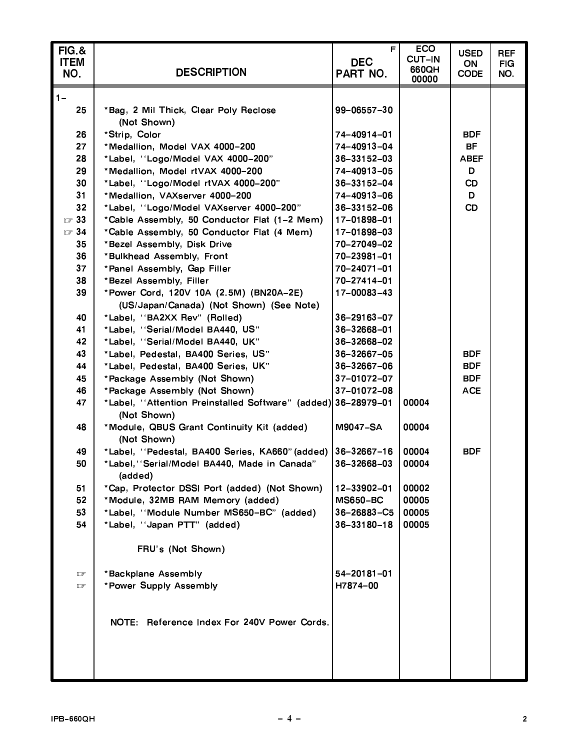| FIG.& ITEM NO. | DESCRIPTION | F DEC PART NO. | ECO CUT-IN 660QH 00000 | USED ON CODE | REF FIG NO. |
|---|---|---|---|---|---|
| 1– | | | | | |
| 25 | *Bag, 2 Mil Thick, Clear Poly Reclose (Not Shown) | 99-06557-30 | | | |
| 26 | *Strip, Color | 74-40914-01 | | BDF | |
| 27 | *Medallion, Model VAX 4000-200 | 74-40913-04 | | BF | |
| 28 | *Label, ''Logo/Model VAX 4000-200" | 36-33152-03 | | ABEF | |
| 29 | *Medallion, Model rtVAX 4000-200 | 74-40913-05 | | D | |
| 30 | *Label, ''Logo/Model rtVAX 4000-200" | 36-33152-04 | | CD | |
| 31 | *Medallion, VAXserver 4000-200 | 74-40913-06 | | D | |
| 32 | *Label, ''Logo/Model VAXserver 4000-200" | 36-33152-06 | | CD | |
| ☞ 33 | *Cable Assembly, 50 Conductor Flat (1-2 Mem) | 17-01898-01 | | | |
| ☞ 34 | *Cable Assembly, 50 Conductor Flat (4 Mem) | 17-01898-03 | | | |
| 35 | *Bezel Assembly, Disk Drive | 70-27049-02 | | | |
| 36 | *Bulkhead Assembly, Front | 70-23981-01 | | | |
| 37 | *Panel Assembly, Gap Filler | 70-24071-01 | | | |
| 38 | *Bezel Assembly, Filler | 70-27414-01 | | | |
| 39 | *Power Cord, 120V 10A (2.5M) (BN20A-2E) (US/Japan/Canada) (Not Shown) (See Note) | 17-00083-43 | | | |
| 40 | *Label, ''BA2XX Rev" (Rolled) | 36-29163-07 | | | |
| 41 | *Label, ''Serial/Model BA440, US" | 36-32668-01 | | | |
| 42 | *Label, ''Serial/Model BA440, UK" | 36-32668-02 | | | |
| 43 | *Label, Pedestal, BA400 Series, US" | 36-32667-05 | | BDF | |
| 44 | *Label, Pedestal, BA400 Series, UK" | 36-32667-06 | | BDF | |
| 45 | *Package Assembly (Not Shown) | 37-01072-07 | | BDF | |
| 46 | *Package Assembly (Not Shown) | 37-01072-08 | | ACE | |
| 47 | *Label, ''Attention Preinstalled Software" (added) (Not Shown) | 36-28979-01 | 00004 | | |
| 48 | *Module, QBUS Grant Continuity Kit (added) (Not Shown) | M9047-SA | 00004 | | |
| 49 | *Label, ''Pedestal, BA400 Series, KA660"(added) | 36-32667-16 | 00004 | BDF | |
| 50 | *Label,''Serial/Model BA440, Made in Canada" (added) | 36-32668-03 | 00004 | | |
| 51 | *Cap, Protector DSSI Port (added) (Not Shown) | 12-33902-01 | 00002 | | |
| 52 | *Module, 32MB RAM Memory (added) | MS650-BC | 00005 | | |
| 53 | *Label, ''Module Number MS650-BC" (added) | 36-26883-C5 | 00005 | | |
| 54 | *Label, ''Japan PTT" (added) | 36-33180-18 | 00005 | | |
| | FRU's (Not Shown) | | | | |
| ☞ | *Backplane Assembly | 54-20181-01 | | | |
| ☞ | *Power Supply Assembly | H7874-00 | | | |
| | NOTE: Reference Index For 240V Power Cords. | | | | |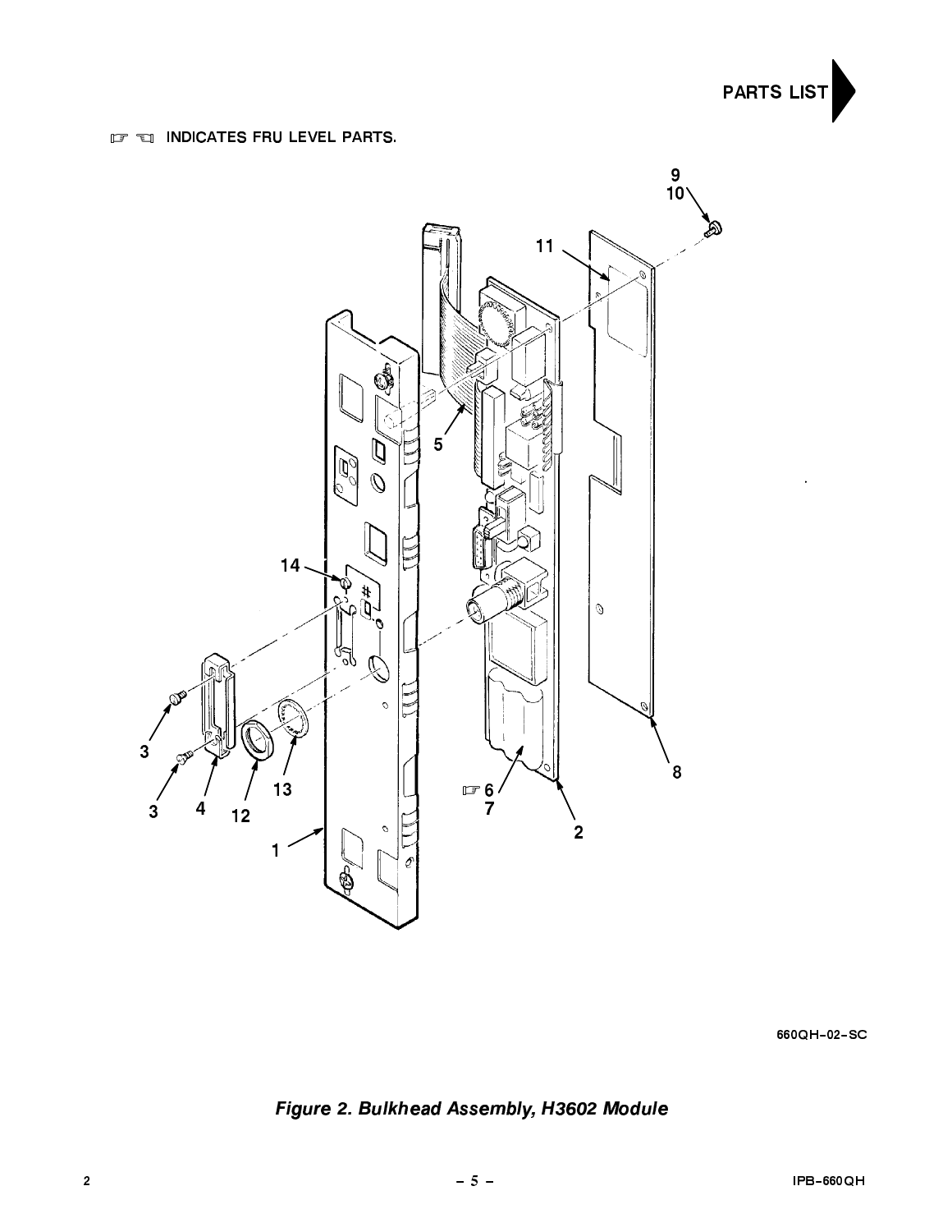☞ ☜ INDICATES FRU LEVEL PARTS.

9
10

11

5

14

3

3 4 12 13

1

☞ 6
7

2

8

660QH-02-SC

*Figure 2. Bulkhead Assembly, H3602 Module*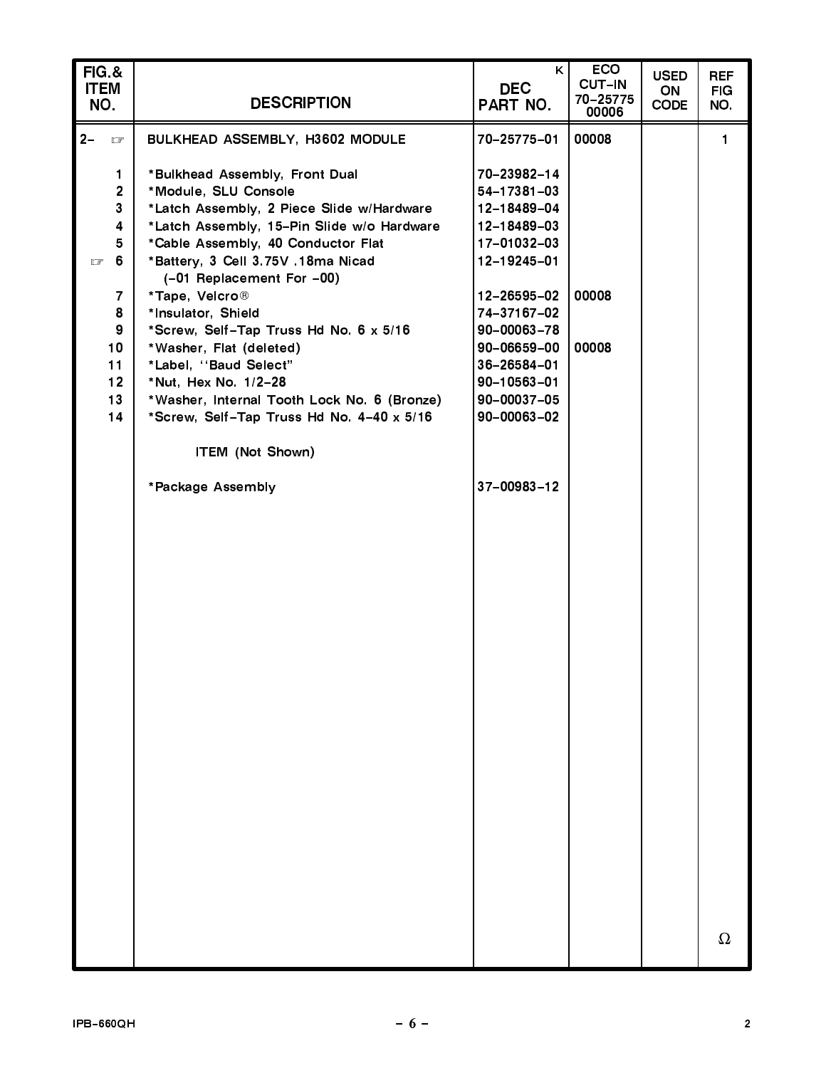| FIG.& ITEM NO. | DESCRIPTION | K DEC PART NO. | ECO CUT-IN 70-25775 00006 | USED ON CODE | REF FIG NO. |
|---|---|---|---|---|---|
| 2- ☞ | BULKHEAD ASSEMBLY, H3602 MODULE | 70-25775-01 | 00008 | | 1 |
| 1 | *Bulkhead Assembly, Front Dual | 70-23982-14 | | | |
| 2 | *Module, SLU Console | 54-17381-03 | | | |
| 3 | *Latch Assembly, 2 Piece Slide w/Hardware | 12-18489-04 | | | |
| 4 | *Latch Assembly, 15-Pin Slide w/o Hardware | 12-18489-03 | | | |
| 5 | *Cable Assembly, 40 Conductor Flat | 17-01032-03 | | | |
| ☞ 6 | *Battery, 3 Cell 3.75V .18ma Nicad (-01 Replacement For -00) | 12-19245-01 | | | |
| 7 | *Tape, Velcro® | 12-26595-02 | 00008 | | |
| 8 | *Insulator, Shield | 74-37167-02 | | | |
| 9 | *Screw, Self-Tap Truss Hd No. 6 x 5/16 | 90-00063-78 | | | |
| 10 | *Washer, Flat (deleted) | 90-06659-00 | 00008 | | |
| 11 | *Label, ''Baud Select" | 36-26584-01 | | | |
| 12 | *Nut, Hex No. 1/2-28 | 90-10563-01 | | | |
| 13 | *Washer, Internal Tooth Lock No. 6 (Bronze) | 90-00037-05 | | | |
| 14 | *Screw, Self-Tap Truss Hd No. 4-40 x 5/16 | 90-00063-02 | | | |
| | ITEM (Not Shown) | | | | |
| | *Package Assembly | 37-00983-12 | | | |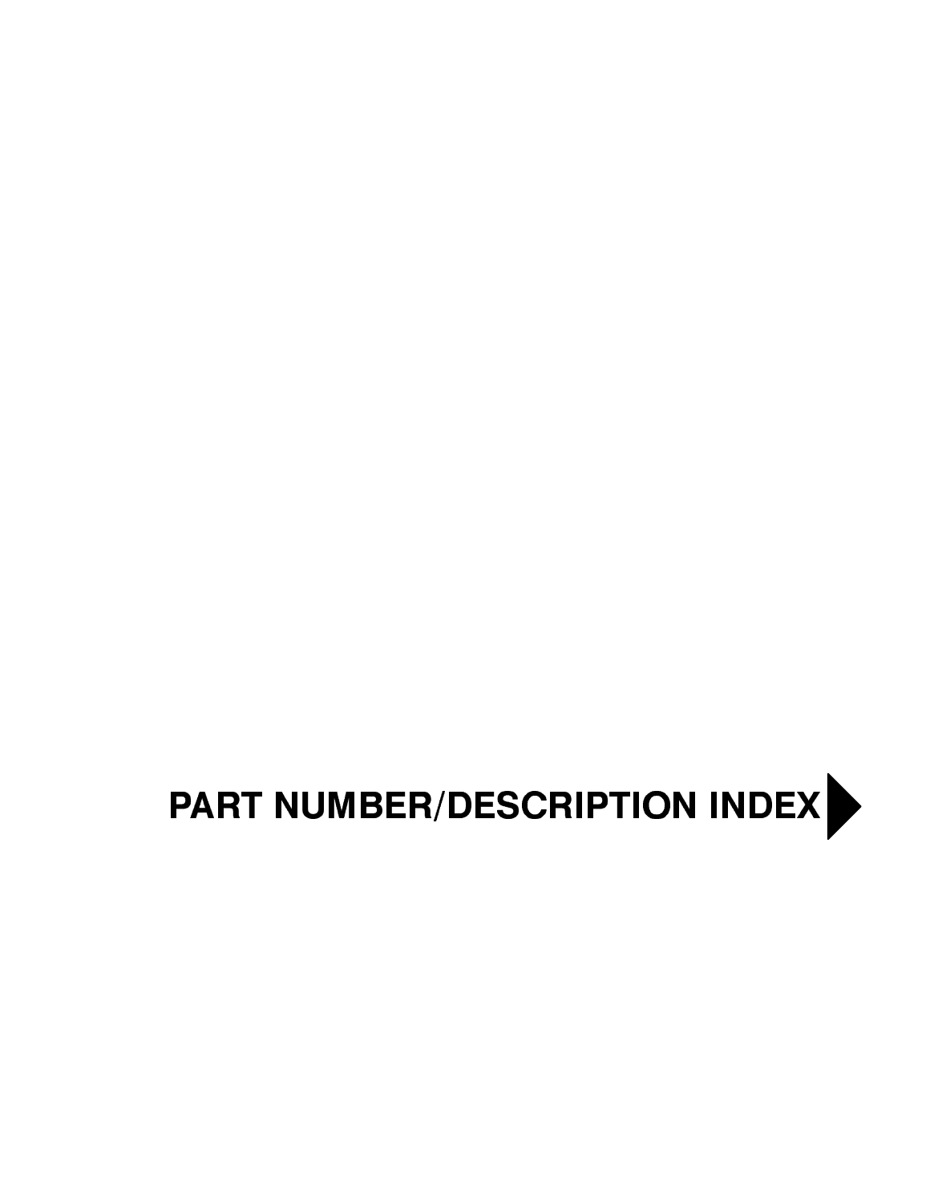# PART NUMBER/DESCRIPTION INDEX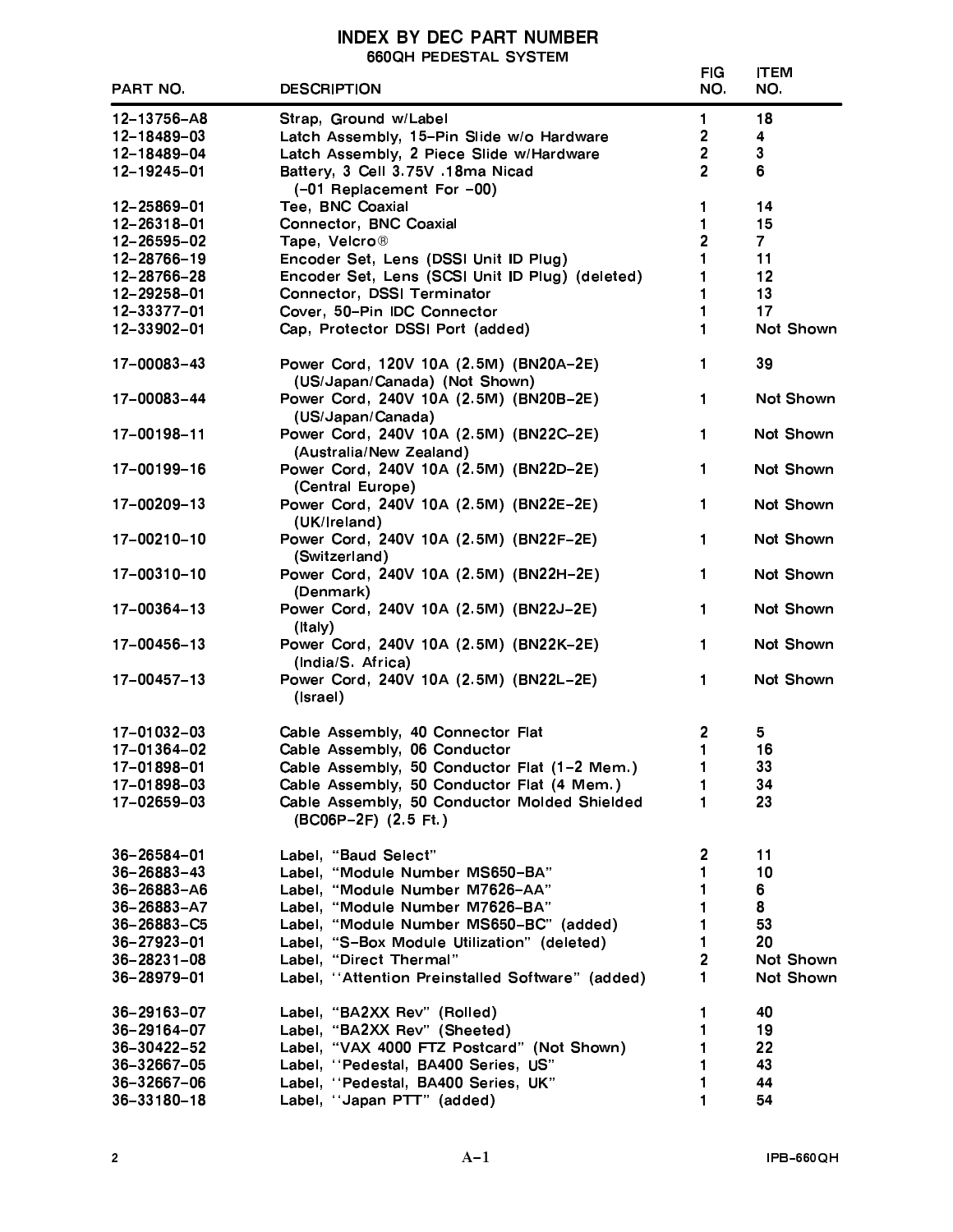# INDEX BY DEC PART NUMBER

## 660QH PEDESTAL SYSTEM

| PART NO. | DESCRIPTION | FIG NO. | ITEM NO. |
|---|---|---|---|
| 12–13756–A8 | Strap, Ground w/Label | 1 | 18 |
| 12–18489–03 | Latch Assembly, 15–Pin Slide w/o Hardware | 2 | 4 |
| 12–18489–04 | Latch Assembly, 2 Piece Slide w/Hardware | 2 | 3 |
| 12–19245–01 | Battery, 3 Cell 3.75V .18ma Nicad (–01 Replacement For –00) | 2 | 6 |
| 12–25869–01 | Tee, BNC Coaxial | 1 | 14 |
| 12–26318–01 | Connector, BNC Coaxial | 1 | 15 |
| 12–26595–02 | Tape, Velcro® | 2 | 7 |
| 12–28766–19 | Encoder Set, Lens (DSSI Unit ID Plug) | 1 | 11 |
| 12–28766–28 | Encoder Set, Lens (SCSI Unit ID Plug) (deleted) | 1 | 12 |
| 12–29258–01 | Connector, DSSI Terminator | 1 | 13 |
| 12–33377–01 | Cover, 50–Pin IDC Connector | 1 | 17 |
| 12–33902–01 | Cap, Protector DSSI Port (added) | 1 | Not Shown |
| 17–00083–43 | Power Cord, 120V 10A (2.5M) (BN20A–2E) (US/Japan/Canada) (Not Shown) | 1 | 39 |
| 17–00083–44 | Power Cord, 240V 10A (2.5M) (BN20B–2E) (US/Japan/Canada) | 1 | Not Shown |
| 17–00198–11 | Power Cord, 240V 10A (2.5M) (BN22C–2E) (Australia/New Zealand) | 1 | Not Shown |
| 17–00199–16 | Power Cord, 240V 10A (2.5M) (BN22D–2E) (Central Europe) | 1 | Not Shown |
| 17–00209–13 | Power Cord, 240V 10A (2.5M) (BN22E–2E) (UK/Ireland) | 1 | Not Shown |
| 17–00210–10 | Power Cord, 240V 10A (2.5M) (BN22F–2E) (Switzerland) | 1 | Not Shown |
| 17–00310–10 | Power Cord, 240V 10A (2.5M) (BN22H–2E) (Denmark) | 1 | Not Shown |
| 17–00364–13 | Power Cord, 240V 10A (2.5M) (BN22J–2E) (Italy) | 1 | Not Shown |
| 17–00456–13 | Power Cord, 240V 10A (2.5M) (BN22K–2E) (India/S. Africa) | 1 | Not Shown |
| 17–00457–13 | Power Cord, 240V 10A (2.5M) (BN22L–2E) (Israel) | 1 | Not Shown |
| 17–01032–03 | Cable Assembly, 40 Connector Flat | 2 | 5 |
| 17–01364–02 | Cable Assembly, 06 Conductor | 1 | 16 |
| 17–01898–01 | Cable Assembly, 50 Conductor Flat (1–2 Mem.) | 1 | 33 |
| 17–01898–03 | Cable Assembly, 50 Conductor Flat (4 Mem.) | 1 | 34 |
| 17–02659–03 | Cable Assembly, 50 Conductor Molded Shielded (BC06P–2F) (2.5 Ft.) | 1 | 23 |
| 36–26584–01 | Label, "Baud Select" | 2 | 11 |
| 36–26883–43 | Label, "Module Number MS650–BA" | 1 | 10 |
| 36–26883–A6 | Label, "Module Number M7626–AA" | 1 | 6 |
| 36–26883–A7 | Label, "Module Number M7626–BA" | 1 | 8 |
| 36–26883–C5 | Label, "Module Number MS650–BC" (added) | 1 | 53 |
| 36–27923–01 | Label, "S–Box Module Utilization" (deleted) | 1 | 20 |
| 36–28231–08 | Label, "Direct Thermal" | 2 | Not Shown |
| 36–28979–01 | Label, ''Attention Preinstalled Software" (added) | 1 | Not Shown |
| 36–29163–07 | Label, "BA2XX Rev" (Rolled) | 1 | 40 |
| 36–29164–07 | Label, "BA2XX Rev" (Sheeted) | 1 | 19 |
| 36–30422–52 | Label, "VAX 4000 FTZ Postcard" (Not Shown) | 1 | 22 |
| 36–32667–05 | Label, ''Pedestal, BA400 Series, US" | 1 | 43 |
| 36–32667–06 | Label, ''Pedestal, BA400 Series, UK" | 1 | 44 |
| 36–33180–18 | Label, ''Japan PTT" (added) | 1 | 54 |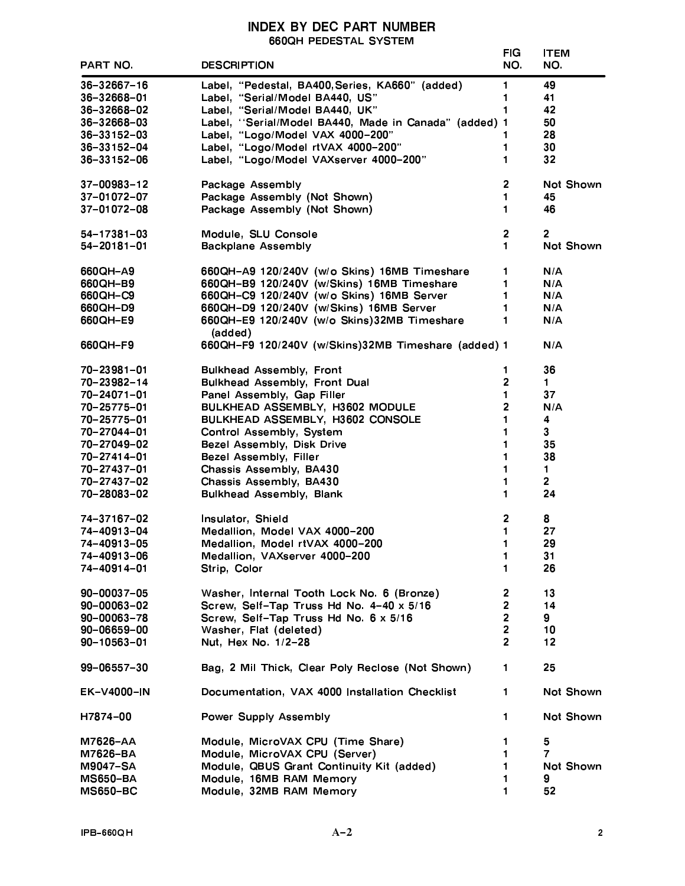# INDEX BY DEC PART NUMBER

## 660QH PEDESTAL SYSTEM

| PART NO. | DESCRIPTION | FIG NO. | ITEM NO. |
|---|---|---|---|
| 36-32667-16 | Label, "Pedestal, BA400,Series, KA660" (added) | 1 | 49 |
| 36-32668-01 | Label, "Serial/Model BA440, US" | 1 | 41 |
| 36-32668-02 | Label, "Serial/Model BA440, UK" | 1 | 42 |
| 36-32668-03 | Label, ''Serial/Model BA440, Made in Canada" (added) | 1 | 50 |
| 36-33152-03 | Label, "Logo/Model VAX 4000-200" | 1 | 28 |
| 36-33152-04 | Label, "Logo/Model rtVAX 4000-200" | 1 | 30 |
| 36-33152-06 | Label, "Logo/Model VAXserver 4000-200" | 1 | 32 |
| 37-00983-12 | Package Assembly | 2 | Not Shown |
| 37-01072-07 | Package Assembly (Not Shown) | 1 | 45 |
| 37-01072-08 | Package Assembly (Not Shown) | 1 | 46 |
| 54-17381-03 | Module, SLU Console | 2 | 2 |
| 54-20181-01 | Backplane Assembly | 1 | Not Shown |
| 660QH-A9 | 660QH-A9 120/240V (w/o Skins) 16MB Timeshare | 1 | N/A |
| 660QH-B9 | 660QH-B9 120/240V (w/Skins) 16MB Timeshare | 1 | N/A |
| 660QH-C9 | 660QH-C9 120/240V (w/o Skins) 16MB Server | 1 | N/A |
| 660QH-D9 | 660QH-D9 120/240V (w/Skins) 16MB Server | 1 | N/A |
| 660QH-E9 | 660QH-E9 120/240V (w/o Skins)32MB Timeshare (added) | 1 | N/A |
| 660QH-F9 | 660QH-F9 120/240V (w/Skins)32MB Timeshare (added) | 1 | N/A |
| 70-23981-01 | Bulkhead Assembly, Front | 1 | 36 |
| 70-23982-14 | Bulkhead Assembly, Front Dual | 2 | 1 |
| 70-24071-01 | Panel Assembly, Gap Filler | 1 | 37 |
| 70-25775-01 | BULKHEAD ASSEMBLY, H3602 MODULE | 2 | N/A |
| 70-25775-01 | BULKHEAD ASSEMBLY, H3602 CONSOLE | 1 | 4 |
| 70-27044-01 | Control Assembly, System | 1 | 3 |
| 70-27049-02 | Bezel Assembly, Disk Drive | 1 | 35 |
| 70-27414-01 | Bezel Assembly, Filler | 1 | 38 |
| 70-27437-01 | Chassis Assembly, BA430 | 1 | 1 |
| 70-27437-02 | Chassis Assembly, BA430 | 1 | 2 |
| 70-28083-02 | Bulkhead Assembly, Blank | 1 | 24 |
| 74-37167-02 | Insulator, Shield | 2 | 8 |
| 74-40913-04 | Medallion, Model VAX 4000-200 | 1 | 27 |
| 74-40913-05 | Medallion, Model rtVAX 4000-200 | 1 | 29 |
| 74-40913-06 | Medallion, VAXserver 4000-200 | 1 | 31 |
| 74-40914-01 | Strip, Color | 1 | 26 |
| 90-00037-05 | Washer, Internal Tooth Lock No. 6 (Bronze) | 2 | 13 |
| 90-00063-02 | Screw, Self-Tap Truss Hd No. 4-40 x 5/16 | 2 | 14 |
| 90-00063-78 | Screw, Self-Tap Truss Hd No. 6 x 5/16 | 2 | 9 |
| 90-06659-00 | Washer, Flat (deleted) | 2 | 10 |
| 90-10563-01 | Nut, Hex No. 1/2-28 | 2 | 12 |
| 99-06557-30 | Bag, 2 Mil Thick, Clear Poly Reclose (Not Shown) | 1 | 25 |
| EK-V4000-IN | Documentation, VAX 4000 Installation Checklist | 1 | Not Shown |
| H7874-00 | Power Supply Assembly | 1 | Not Shown |
| M7626-AA | Module, MicroVAX CPU (Time Share) | 1 | 5 |
| M7626-BA | Module, MicroVAX CPU (Server) | 1 | 7 |
| M9047-SA | Module, QBUS Grant Continuity Kit (added) | 1 | Not Shown |
| MS650-BA | Module, 16MB RAM Memory | 1 | 9 |
| MS650-BC | Module, 32MB RAM Memory | 1 | 52 |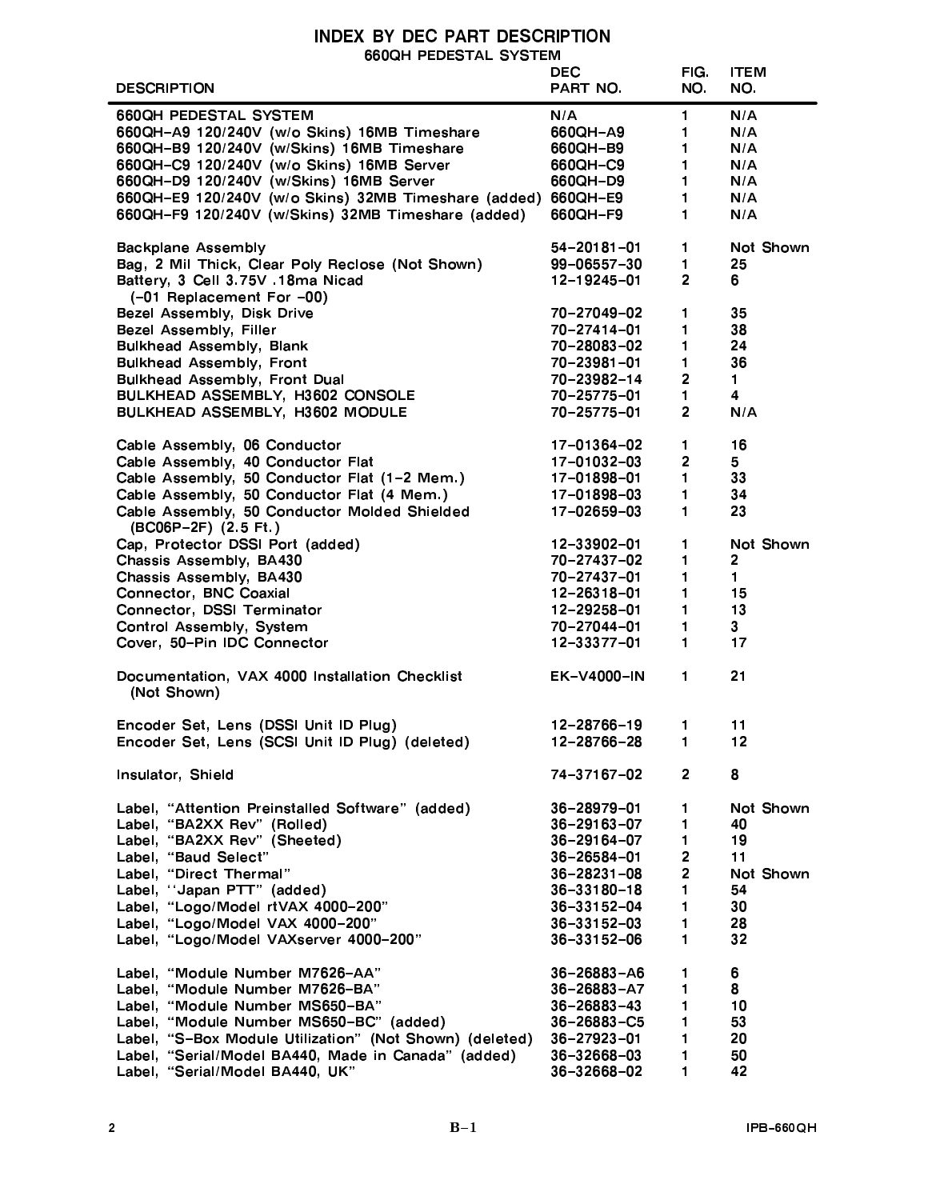# INDEX BY DEC PART DESCRIPTION

## 660QH PEDESTAL SYSTEM

| DESCRIPTION | DEC PART NO. | FIG. NO. | ITEM NO. |
|---|---|---|---|
| 660QH PEDESTAL SYSTEM | N/A | 1 | N/A |
| 660QH–A9 120/240V (w/o Skins) 16MB Timeshare | 660QH–A9 | 1 | N/A |
| 660QH–B9 120/240V (w/Skins) 16MB Timeshare | 660QH–B9 | 1 | N/A |
| 660QH–C9 120/240V (w/o Skins) 16MB Server | 660QH–C9 | 1 | N/A |
| 660QH–D9 120/240V (w/Skins) 16MB Server | 660QH–D9 | 1 | N/A |
| 660QH–E9 120/240V (w/o Skins) 32MB Timeshare (added) | 660QH–E9 | 1 | N/A |
| 660QH–F9 120/240V (w/Skins) 32MB Timeshare (added) | 660QH–F9 | 1 | N/A |
| | | | |
| Backplane Assembly | 54–20181–01 | 1 | Not Shown |
| Bag, 2 Mil Thick, Clear Poly Reclose (Not Shown) | 99–06557–30 | 1 | 25 |
| Battery, 3 Cell 3.75V .18ma Nicad (–01 Replacement For –00) | 12–19245–01 | 2 | 6 |
| Bezel Assembly, Disk Drive | 70–27049–02 | 1 | 35 |
| Bezel Assembly, Filler | 70–27414–01 | 1 | 38 |
| Bulkhead Assembly, Blank | 70–28083–02 | 1 | 24 |
| Bulkhead Assembly, Front | 70–23981–01 | 1 | 36 |
| Bulkhead Assembly, Front Dual | 70–23982–14 | 2 | 1 |
| BULKHEAD ASSEMBLY, H3602 CONSOLE | 70–25775–01 | 1 | 4 |
| BULKHEAD ASSEMBLY, H3602 MODULE | 70–25775–01 | 2 | N/A |
| | | | |
| Cable Assembly, 06 Conductor | 17–01364–02 | 1 | 16 |
| Cable Assembly, 40 Conductor Flat | 17–01032–03 | 2 | 5 |
| Cable Assembly, 50 Conductor Flat (1–2 Mem.) | 17–01898–01 | 1 | 33 |
| Cable Assembly, 50 Conductor Flat (4 Mem.) | 17–01898–03 | 1 | 34 |
| Cable Assembly, 50 Conductor Molded Shielded (BC06P–2F) (2.5 Ft.) | 17–02659–03 | 1 | 23 |
| Cap, Protector DSSI Port (added) | 12–33902–01 | 1 | Not Shown |
| Chassis Assembly, BA430 | 70–27437–02 | 1 | 2 |
| Chassis Assembly, BA430 | 70–27437–01 | 1 | 1 |
| Connector, BNC Coaxial | 12–26318–01 | 1 | 15 |
| Connector, DSSI Terminator | 12–29258–01 | 1 | 13 |
| Control Assembly, System | 70–27044–01 | 1 | 3 |
| Cover, 50–Pin IDC Connector | 12–33377–01 | 1 | 17 |
| | | | |
| Documentation, VAX 4000 Installation Checklist (Not Shown) | EK–V4000–IN | 1 | 21 |
| | | | |
| Encoder Set, Lens (DSSI Unit ID Plug) | 12–28766–19 | 1 | 11 |
| Encoder Set, Lens (SCSI Unit ID Plug) (deleted) | 12–28766–28 | 1 | 12 |
| | | | |
| Insulator, Shield | 74–37167–02 | 2 | 8 |
| | | | |
| Label, "Attention Preinstalled Software" (added) | 36–28979–01 | 1 | Not Shown |
| Label, "BA2XX Rev" (Rolled) | 36–29163–07 | 1 | 40 |
| Label, "BA2XX Rev" (Sheeted) | 36–29164–07 | 1 | 19 |
| Label, "Baud Select" | 36–26584–01 | 2 | 11 |
| Label, "Direct Thermal" | 36–28231–08 | 2 | Not Shown |
| Label, ''Japan PTT" (added) | 36–33180–18 | 1 | 54 |
| Label, "Logo/Model rtVAX 4000–200" | 36–33152–04 | 1 | 30 |
| Label, "Logo/Model VAX 4000–200" | 36–33152–03 | 1 | 28 |
| Label, "Logo/Model VAXserver 4000–200" | 36–33152–06 | 1 | 32 |
| | | | |
| Label, "Module Number M7626–AA" | 36–26883–A6 | 1 | 6 |
| Label, "Module Number M7626–BA" | 36–26883–A7 | 1 | 8 |
| Label, "Module Number MS650–BA" | 36–26883–43 | 1 | 10 |
| Label, "Module Number MS650–BC" (added) | 36–26883–C5 | 1 | 53 |
| Label, "S–Box Module Utilization" (Not Shown) (deleted) | 36–27923–01 | 1 | 20 |
| Label, "Serial/Model BA440, Made in Canada" (added) | 36–32668–03 | 1 | 50 |
| Label, "Serial/Model BA440, UK" | 36–32668–02 | 1 | 42 |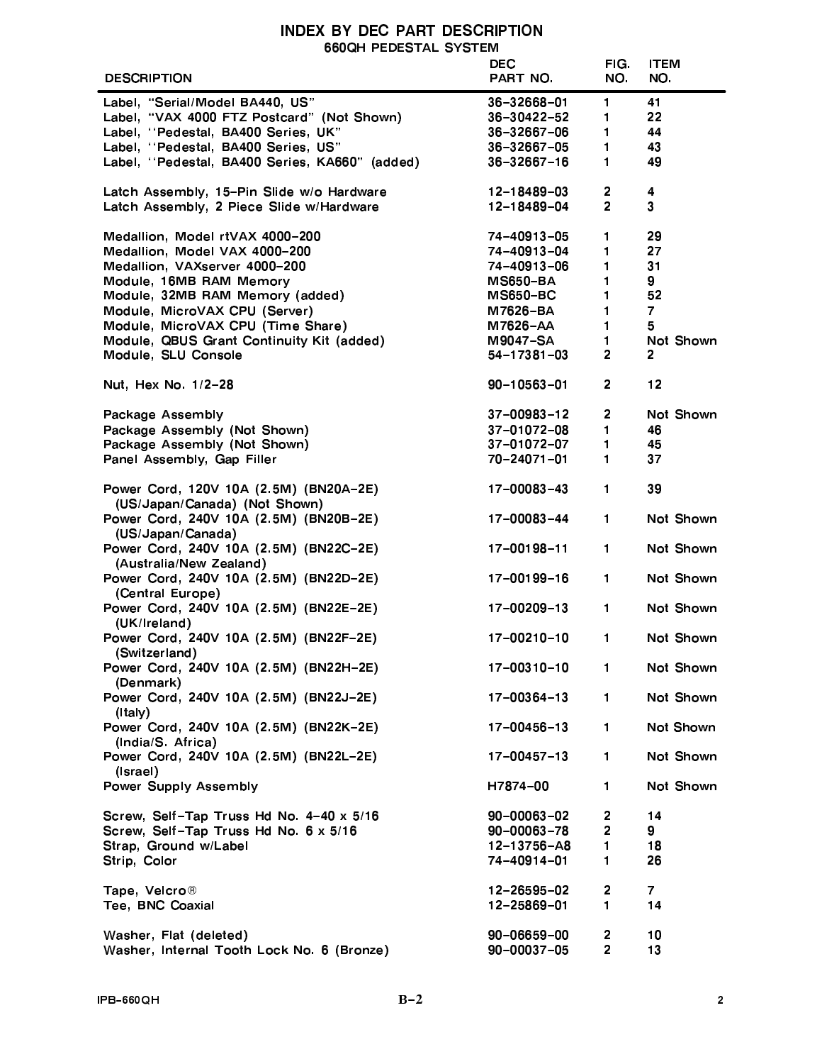# INDEX BY DEC PART DESCRIPTION

## 660QH PEDESTAL SYSTEM

| DESCRIPTION | DEC PART NO. | FIG. NO. | ITEM NO. |
|---|---|---|---|
| Label, "Serial/Model BA440, US" | 36–32668–01 | 1 | 41 |
| Label, "VAX 4000 FTZ Postcard" (Not Shown) | 36–30422–52 | 1 | 22 |
| Label, ''Pedestal, BA400 Series, UK" | 36–32667–06 | 1 | 44 |
| Label, ''Pedestal, BA400 Series, US" | 36–32667–05 | 1 | 43 |
| Label, ''Pedestal, BA400 Series, KA660" (added) | 36–32667–16 | 1 | 49 |
| | | | |
| Latch Assembly, 15–Pin Slide w/o Hardware | 12–18489–03 | 2 | 4 |
| Latch Assembly, 2 Piece Slide w/Hardware | 12–18489–04 | 2 | 3 |
| | | | |
| Medallion, Model rtVAX 4000–200 | 74–40913–05 | 1 | 29 |
| Medallion, Model VAX 4000–200 | 74–40913–04 | 1 | 27 |
| Medallion, VAXserver 4000–200 | 74–40913–06 | 1 | 31 |
| Module, 16MB RAM Memory | MS650–BA | 1 | 9 |
| Module, 32MB RAM Memory (added) | MS650–BC | 1 | 52 |
| Module, MicroVAX CPU (Server) | M7626–BA | 1 | 7 |
| Module, MicroVAX CPU (Time Share) | M7626–AA | 1 | 5 |
| Module, QBUS Grant Continuity Kit (added) | M9047–SA | 1 | Not Shown |
| Module, SLU Console | 54–17381–03 | 2 | 2 |
| | | | |
| Nut, Hex No. 1/2–28 | 90–10563–01 | 2 | 12 |
| | | | |
| Package Assembly | 37–00983–12 | 2 | Not Shown |
| Package Assembly (Not Shown) | 37–01072–08 | 1 | 46 |
| Package Assembly (Not Shown) | 37–01072–07 | 1 | 45 |
| Panel Assembly, Gap Filler | 70–24071–01 | 1 | 37 |
| | | | |
| Power Cord, 120V 10A (2.5M) (BN20A–2E) (US/Japan/Canada) (Not Shown) | 17–00083–43 | 1 | 39 |
| Power Cord, 240V 10A (2.5M) (BN20B–2E) (US/Japan/Canada) | 17–00083–44 | 1 | Not Shown |
| Power Cord, 240V 10A (2.5M) (BN22C–2E) (Australia/New Zealand) | 17–00198–11 | 1 | Not Shown |
| Power Cord, 240V 10A (2.5M) (BN22D–2E) (Central Europe) | 17–00199–16 | 1 | Not Shown |
| Power Cord, 240V 10A (2.5M) (BN22E–2E) (UK/Ireland) | 17–00209–13 | 1 | Not Shown |
| Power Cord, 240V 10A (2.5M) (BN22F–2E) (Switzerland) | 17–00210–10 | 1 | Not Shown |
| Power Cord, 240V 10A (2.5M) (BN22H–2E) (Denmark) | 17–00310–10 | 1 | Not Shown |
| Power Cord, 240V 10A (2.5M) (BN22J–2E) (Italy) | 17–00364–13 | 1 | Not Shown |
| Power Cord, 240V 10A (2.5M) (BN22K–2E) (India/S. Africa) | 17–00456–13 | 1 | Not Shown |
| Power Cord, 240V 10A (2.5M) (BN22L–2E) (Israel) | 17–00457–13 | 1 | Not Shown |
| Power Supply Assembly | H7874–00 | 1 | Not Shown |
| | | | |
| Screw, Self–Tap Truss Hd No. 4–40 x 5/16 | 90–00063–02 | 2 | 14 |
| Screw, Self–Tap Truss Hd No. 6 x 5/16 | 90–00063–78 | 2 | 9 |
| Strap, Ground w/Label | 12–13756–A8 | 1 | 18 |
| Strip, Color | 74–40914–01 | 1 | 26 |
| | | | |
| Tape, Velcro® | 12–26595–02 | 2 | 7 |
| Tee, BNC Coaxial | 12–25869–01 | 1 | 14 |
| | | | |
| Washer, Flat (deleted) | 90–06659–00 | 2 | 10 |
| Washer, Internal Tooth Lock No. 6 (Bronze) | 90–00037–05 | 2 | 13 |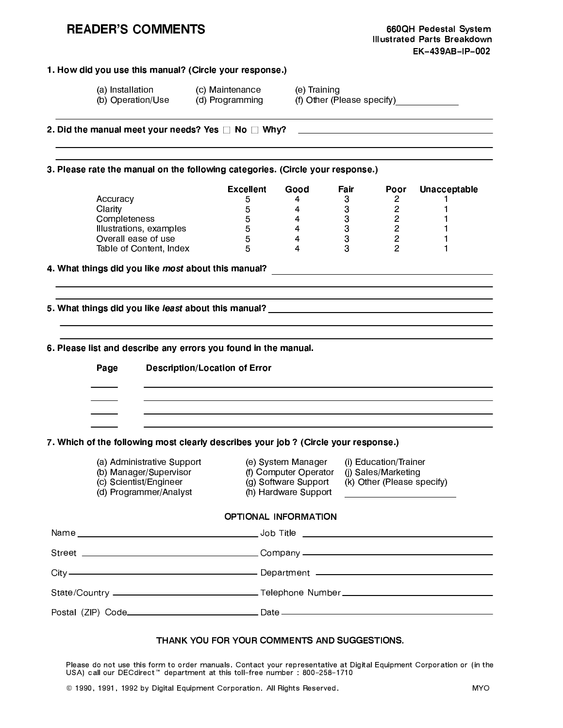# READER'S COMMENTS

660QH Pedestal System
Illustrated Parts Breakdown
EK–439AB–IP–002

**1. How did you use this manual? (Circle your response.)**

(a) Installation
(b) Operation/Use
(c) Maintenance
(d) Programming
(e) Training
(f) Other (Please specify)\_\_\_\_\_\_\_\_\_\_

**2. Did the manual meet your needs? Yes ☐ No ☐ Why?**

**3. Please rate the manual on the following categories. (Circle your response.)**

| | Excellent | Good | Fair | Poor | Unacceptable |
|---|---|---|---|---|---|
| Accuracy | 5 | 4 | 3 | 2 | 1 |
| Clarity | 5 | 4 | 3 | 2 | 1 |
| Completeness | 5 | 4 | 3 | 2 | 1 |
| Illustrations, examples | 5 | 4 | 3 | 2 | 1 |
| Overall ease of use | 5 | 4 | 3 | 2 | 1 |
| Table of Content, Index | 5 | 4 | 3 | 2 | 1 |

**4. What things did you like *most* about this manual?**

**5. What things did you like *least* about this manual?**

**6. Please list and describe any errors you found in the manual.**

| Page | Description/Location of Error |
|---|---|
| | |
| | |
| | |
| | |

**7. Which of the following most clearly describes your job ? (Circle your response.)**

(a) Administrative Support
(b) Manager/Supervisor
(c) Scientist/Engineer
(d) Programmer/Analyst
(e) System Manager
(f) Computer Operator
(g) Software Support
(h) Hardware Support
(i) Education/Trainer
(j) Sales/Marketing
(k) Other (Please specify)

## OPTIONAL INFORMATION

Name \_\_\_\_\_\_\_\_\_\_ Job Title \_\_\_\_\_\_\_\_\_\_

Street \_\_\_\_\_\_\_\_\_\_ Company \_\_\_\_\_\_\_\_\_\_

City \_\_\_\_\_\_\_\_\_\_ Department \_\_\_\_\_\_\_\_\_\_

State/Country \_\_\_\_\_\_\_\_\_\_ Telephone Number \_\_\_\_\_\_\_\_\_\_

Postal (ZIP) Code \_\_\_\_\_\_\_\_\_\_ Date \_\_\_\_\_\_\_\_\_\_

**THANK YOU FOR YOUR COMMENTS AND SUGGESTIONS.**

Please do not use this form to order manuals. Contact your representative at Digital Equipment Corporation or (in the USA) call our DECdirect™ department at this toll-free number : 800–258–1710

© 1990, 1991, 1992 by Digital Equipment Corporation. All Rights Reserved.

MYO